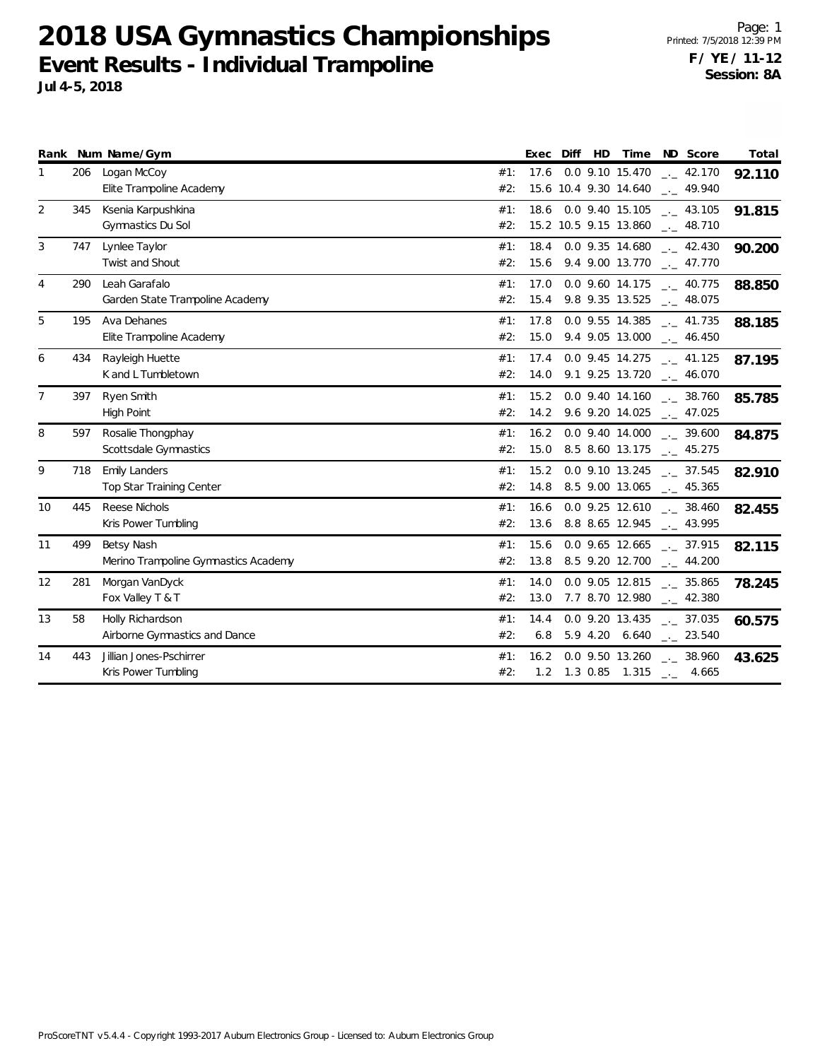# 2018 USA Gymnastics Championships

## Event Results - Individual Trampoline

**Jul 4-5, 2018**

**F / YE / 11-12**
**Session: 8A**

| Rank | Num | Name/Gym | | Exec | Diff | HD | Time | ND | Score | Total |
|---|---|---|---|---|---|---|---|---|---|---|
| 1 | 206 | Logan McCoy | #1: | 17.6 | 0.0 | 9.10 | 15.470 | _._ | 42.170 | **92.110** |
| | | Elite Trampoline Academy | #2: | 15.6 | 10.4 | 9.30 | 14.640 | _._ | 49.940 | |
| 2 | 345 | Ksenia Karpushkina | #1: | 18.6 | 0.0 | 9.40 | 15.105 | _._ | 43.105 | **91.815** |
| | | Gymnastics Du Sol | #2: | 15.2 | 10.5 | 9.15 | 13.860 | _._ | 48.710 | |
| 3 | 747 | Lynlee Taylor | #1: | 18.4 | 0.0 | 9.35 | 14.680 | _._ | 42.430 | **90.200** |
| | | Twist and Shout | #2: | 15.6 | 9.4 | 9.00 | 13.770 | _._ | 47.770 | |
| 4 | 290 | Leah Garafalo | #1: | 17.0 | 0.0 | 9.60 | 14.175 | _._ | 40.775 | **88.850** |
| | | Garden State Trampoline Academy | #2: | 15.4 | 9.8 | 9.35 | 13.525 | _._ | 48.075 | |
| 5 | 195 | Ava Dehanes | #1: | 17.8 | 0.0 | 9.55 | 14.385 | _._ | 41.735 | **88.185** |
| | | Elite Trampoline Academy | #2: | 15.0 | 9.4 | 9.05 | 13.000 | _._ | 46.450 | |
| 6 | 434 | Rayleigh Huette | #1: | 17.4 | 0.0 | 9.45 | 14.275 | _._ | 41.125 | **87.195** |
| | | K and L Tumbletown | #2: | 14.0 | 9.1 | 9.25 | 13.720 | _._ | 46.070 | |
| 7 | 397 | Ryen Smith | #1: | 15.2 | 0.0 | 9.40 | 14.160 | _._ | 38.760 | **85.785** |
| | | High Point | #2: | 14.2 | 9.6 | 9.20 | 14.025 | _._ | 47.025 | |
| 8 | 597 | Rosalie Thongphay | #1: | 16.2 | 0.0 | 9.40 | 14.000 | _._ | 39.600 | **84.875** |
| | | Scottsdale Gymnastics | #2: | 15.0 | 8.5 | 8.60 | 13.175 | _._ | 45.275 | |
| 9 | 718 | Emily Landers | #1: | 15.2 | 0.0 | 9.10 | 13.245 | _._ | 37.545 | **82.910** |
| | | Top Star Training Center | #2: | 14.8 | 8.5 | 9.00 | 13.065 | _._ | 45.365 | |
| 10 | 445 | Reese Nichols | #1: | 16.6 | 0.0 | 9.25 | 12.610 | _._ | 38.460 | **82.455** |
| | | Kris Power Tumbling | #2: | 13.6 | 8.8 | 8.65 | 12.945 | _._ | 43.995 | |
| 11 | 499 | Betsy Nash | #1: | 15.6 | 0.0 | 9.65 | 12.665 | _._ | 37.915 | **82.115** |
| | | Merino Trampoline Gymnastics Academy | #2: | 13.8 | 8.5 | 9.20 | 12.700 | _._ | 44.200 | |
| 12 | 281 | Morgan VanDyck | #1: | 14.0 | 0.0 | 9.05 | 12.815 | _._ | 35.865 | **78.245** |
| | | Fox Valley T & T | #2: | 13.0 | 7.7 | 8.70 | 12.980 | _._ | 42.380 | |
| 13 | 58 | Holly Richardson | #1: | 14.4 | 0.0 | 9.20 | 13.435 | _._ | 37.035 | **60.575** |
| | | Airborne Gymnastics and Dance | #2: | 6.8 | 5.9 | 4.20 | 6.640 | _._ | 23.540 | |
| 14 | 443 | Jillian Jones-Pschirrer | #1: | 16.2 | 0.0 | 9.50 | 13.260 | _._ | 38.960 | **43.625** |
| | | Kris Power Tumbling | #2: | 1.2 | 1.3 | 0.85 | 1.315 | _._ | 4.665 | |

ProScoreTNT v5.4.4 - Copyright 1993-2017 Auburn Electronics Group - Licensed to: Auburn Electronics Group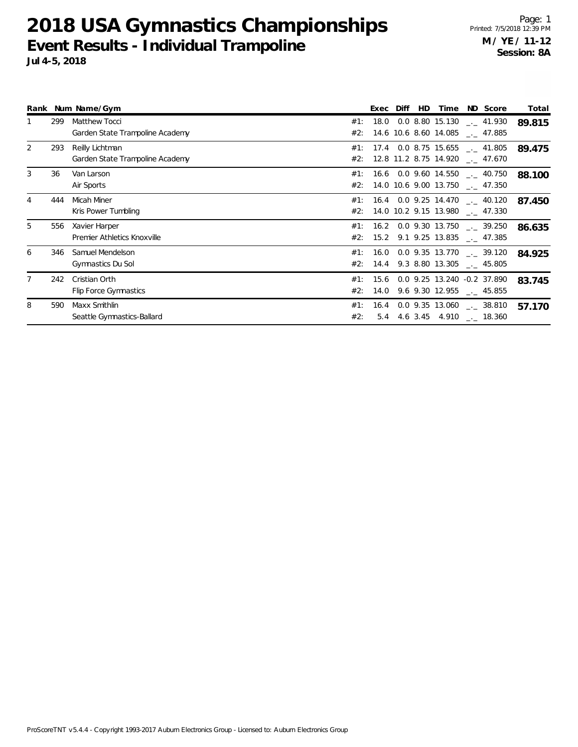# 2018 USA Gymnastics Championships

## Event Results - Individual Trampoline

**Jul 4-5, 2018**

Printed: 7/5/2018 12:39 PM

**M / YE / 11-12**
**Session: 8A**

| Rank | Num | Name/Gym | | Exec | Diff | HD | Time | ND | Score | Total |
|---|---|---|---|---|---|---|---|---|---|---|
| 1 | 299 | Matthew Tocci | #1: | 18.0 | 0.0 | 8.80 | 15.130 | _._ | 41.930 | **89.815** |
| | | Garden State Trampoline Academy | #2: | 14.6 | 10.6 | 8.60 | 14.085 | _._ | 47.885 | |
| 2 | 293 | Reilly Lichtman | #1: | 17.4 | 0.0 | 8.75 | 15.655 | _._ | 41.805 | **89.475** |
| | | Garden State Trampoline Academy | #2: | 12.8 | 11.2 | 8.75 | 14.920 | _._ | 47.670 | |
| 3 | 36 | Van Larson | #1: | 16.6 | 0.0 | 9.60 | 14.550 | _._ | 40.750 | **88.100** |
| | | Air Sports | #2: | 14.0 | 10.6 | 9.00 | 13.750 | _._ | 47.350 | |
| 4 | 444 | Micah Miner | #1: | 16.4 | 0.0 | 9.25 | 14.470 | _._ | 40.120 | **87.450** |
| | | Kris Power Tumbling | #2: | 14.0 | 10.2 | 9.15 | 13.980 | _._ | 47.330 | |
| 5 | 556 | Xavier Harper | #1: | 16.2 | 0.0 | 9.30 | 13.750 | _._ | 39.250 | **86.635** |
| | | Premier Athletics Knoxville | #2: | 15.2 | 9.1 | 9.25 | 13.835 | _._ | 47.385 | |
| 6 | 346 | Samuel Mendelson | #1: | 16.0 | 0.0 | 9.35 | 13.770 | _._ | 39.120 | **84.925** |
| | | Gymnastics Du Sol | #2: | 14.4 | 9.3 | 8.80 | 13.305 | _._ | 45.805 | |
| 7 | 242 | Cristian Orth | #1: | 15.6 | 0.0 | 9.25 | 13.240 | -0.2 | 37.890 | **83.745** |
| | | Flip Force Gymnastics | #2: | 14.0 | 9.6 | 9.30 | 12.955 | _._ | 45.855 | |
| 8 | 590 | Maxx Smithlin | #1: | 16.4 | 0.0 | 9.35 | 13.060 | _._ | 38.810 | **57.170** |
| | | Seattle Gymnastics-Ballard | #2: | 5.4 | 4.6 | 3.45 | 4.910 | _._ | 18.360 | |

ProScoreTNT v5.4.4 - Copyright 1993-2017 Auburn Electronics Group - Licensed to: Auburn Electronics Group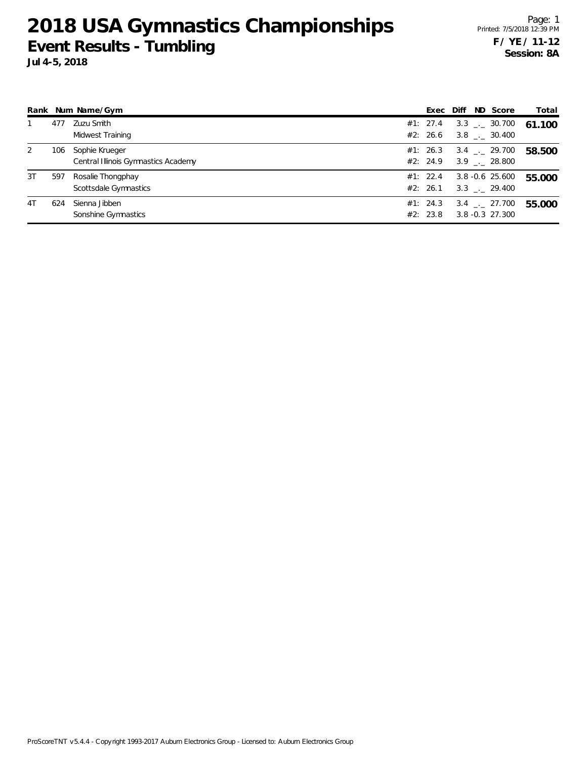# 2018 USA Gymnastics Championships

## Event Results - Tumbling

**Jul 4-5, 2018**

**F / YE / 11-12**
**Session: 8A**

| Rank | Num | Name/Gym | | Exec | Diff | ND | Score | Total |
|---|---|---|---|---|---|---|---|---|
| 1 | 477 | Zuzu Smith | #1: | 27.4 | 3.3 | _._ | 30.700 | **61.100** |
| | | Midwest Training | #2: | 26.6 | 3.8 | _._ | 30.400 | |
| 2 | 106 | Sophie Krueger | #1: | 26.3 | 3.4 | _._ | 29.700 | **58.500** |
| | | Central Illinois Gymnastics Academy | #2: | 24.9 | 3.9 | _._ | 28.800 | |
| 3T | 597 | Rosalie Thongphay | #1: | 22.4 | 3.8 | -0.6 | 25.600 | **55.000** |
| | | Scottsdale Gymnastics | #2: | 26.1 | 3.3 | _._ | 29.400 | |
| 4T | 624 | Sienna Jibben | #1: | 24.3 | 3.4 | _._ | 27.700 | **55.000** |
| | | Sonshine Gymnastics | #2: | 23.8 | 3.8 | -0.3 | 27.300 | |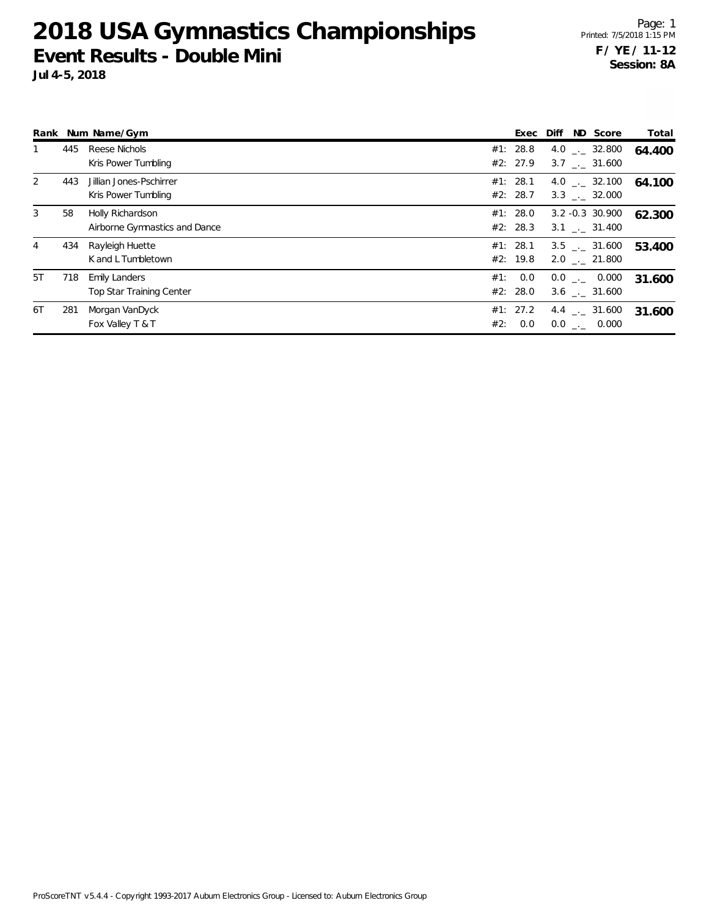# 2018 USA Gymnastics Championships

## Event Results - Double Mini

**Jul 4-5, 2018**

Printed: 7/5/2018 1:15 PM

**F / YE / 11-12**
**Session: 8A**

| Rank | Num | Name/Gym | | Exec | Diff | ND | Score | Total |
|---|---|---|---|---|---|---|---|---|
| 1 | 445 | Reese Nichols | #1: | 28.8 | 4.0 | _._ | 32.800 | **64.400** |
| | | Kris Power Tumbling | #2: | 27.9 | 3.7 | _._ | 31.600 | |
| 2 | 443 | Jillian Jones-Pschirrer | #1: | 28.1 | 4.0 | _._ | 32.100 | **64.100** |
| | | Kris Power Tumbling | #2: | 28.7 | 3.3 | _._ | 32.000 | |
| 3 | 58 | Holly Richardson | #1: | 28.0 | 3.2 | -0.3 | 30.900 | **62.300** |
| | | Airborne Gymnastics and Dance | #2: | 28.3 | 3.1 | _._ | 31.400 | |
| 4 | 434 | Rayleigh Huette | #1: | 28.1 | 3.5 | _._ | 31.600 | **53.400** |
| | | K and L Tumbletown | #2: | 19.8 | 2.0 | _._ | 21.800 | |
| 5T | 718 | Emily Landers | #1: | 0.0 | 0.0 | _._ | 0.000 | **31.600** |
| | | Top Star Training Center | #2: | 28.0 | 3.6 | _._ | 31.600 | |
| 6T | 281 | Morgan VanDyck | #1: | 27.2 | 4.4 | _._ | 31.600 | **31.600** |
| | | Fox Valley T & T | #2: | 0.0 | 0.0 | _._ | 0.000 | |

ProScoreTNT v5.4.4 - Copyright 1993-2017 Auburn Electronics Group - Licensed to: Auburn Electronics Group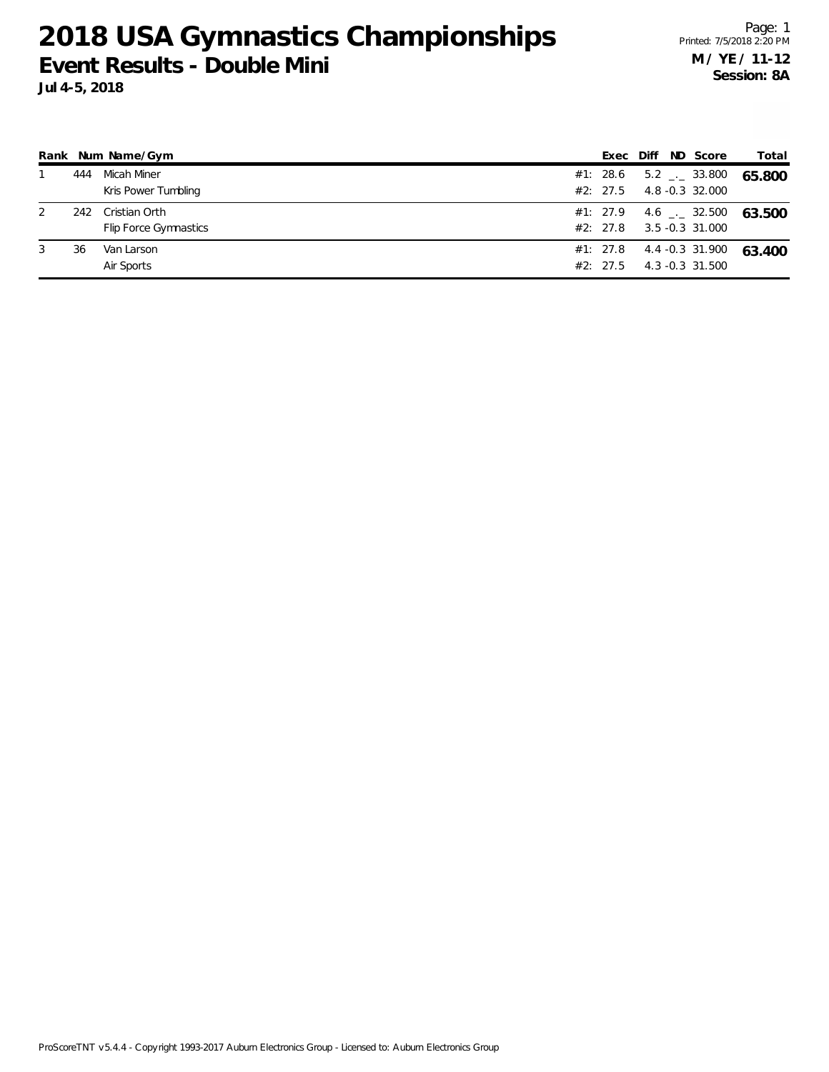# 2018 USA Gymnastics Championships

## Event Results - Double Mini

**Jul 4-5, 2018**

Page: 1
Printed: 7/5/2018 2:20 PM
**M / YE / 11-12**
**Session: 8A**

| Rank | Num | Name/Gym | | Exec | Diff | ND | Score | Total |
|---|---|---|---|---|---|---|---|---|
| 1 | 444 | Micah Miner | #1: | 28.6 | 5.2 | _._ | 33.800 | **65.800** |
| | | Kris Power Tumbling | #2: | 27.5 | 4.8 | -0.3 | 32.000 | |
| 2 | 242 | Cristian Orth | #1: | 27.9 | 4.6 | _._ | 32.500 | **63.500** |
| | | Flip Force Gymnastics | #2: | 27.8 | 3.5 | -0.3 | 31.000 | |
| 3 | 36 | Van Larson | #1: | 27.8 | 4.4 | -0.3 | 31.900 | **63.400** |
| | | Air Sports | #2: | 27.5 | 4.3 | -0.3 | 31.500 | |

ProScoreTNT v5.4.4 - Copyright 1993-2017 Auburn Electronics Group - Licensed to: Auburn Electronics Group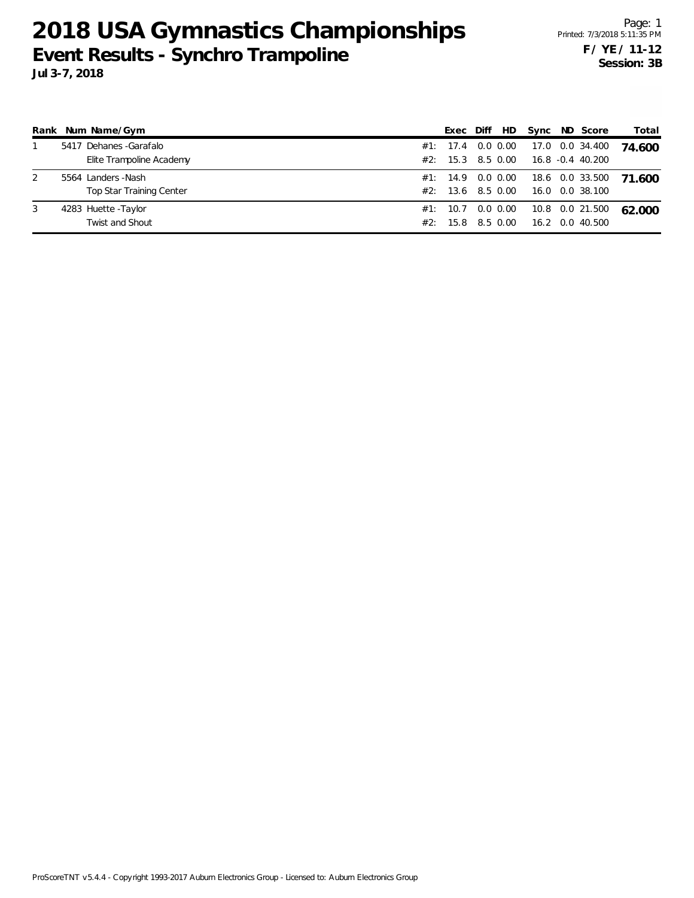# 2018 USA Gymnastics Championships

## Event Results - Synchro Trampoline

**Jul 3-7, 2018**

Page: 1
Printed: 7/3/2018 5:11:35 PM

**F / YE / 11-12**
**Session: 3B**

| Rank | Num | Name/Gym | | Exec | Diff | HD | Sync | ND | Score | Total |
|---|---|---|---|---|---|---|---|---|---|---|
| 1 | 5417 | Dehanes -Garafalo | #1: | 17.4 | 0.0 | 0.00 | 17.0 | 0.0 | 34.400 | **74.600** |
| | | Elite Trampoline Academy | #2: | 15.3 | 8.5 | 0.00 | 16.8 | -0.4 | 40.200 | |
| 2 | 5564 | Landers -Nash | #1: | 14.9 | 0.0 | 0.00 | 18.6 | 0.0 | 33.500 | **71.600** |
| | | Top Star Training Center | #2: | 13.6 | 8.5 | 0.00 | 16.0 | 0.0 | 38.100 | |
| 3 | 4283 | Huette -Taylor | #1: | 10.7 | 0.0 | 0.00 | 10.8 | 0.0 | 21.500 | **62.000** |
| | | Twist and Shout | #2: | 15.8 | 8.5 | 0.00 | 16.2 | 0.0 | 40.500 | |

ProScoreTNT v5.4.4 - Copyright 1993-2017 Auburn Electronics Group - Licensed to: Auburn Electronics Group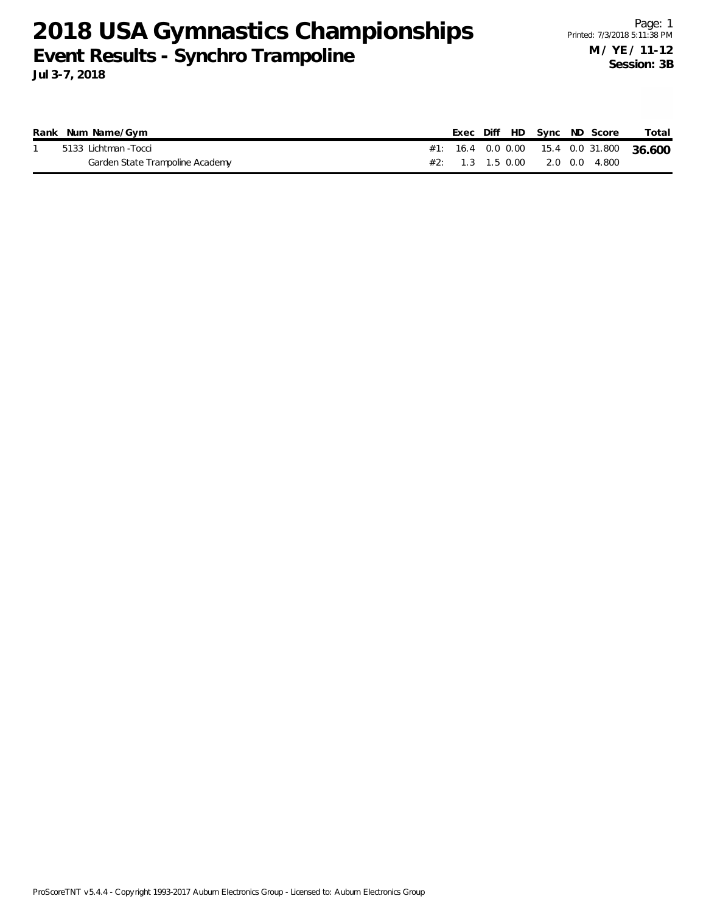# 2018 USA Gymnastics Championships

## Event Results - Synchro Trampoline

**Jul 3-7, 2018**

Page: 1
Printed: 7/3/2018 5:11:38 PM
**M / YE / 11-12**
**Session: 3B**

| Rank | Num | Name/Gym | | Exec | Diff | HD | Sync | ND | Score | Total |
|---|---|---|---|---|---|---|---|---|---|---|
| 1 | 5133 | Lichtman -Tocci | #1: | 16.4 | 0.0 | 0.00 | 15.4 | 0.0 | 31.800 | **36.600** |
| | | Garden State Trampoline Academy | #2: | 1.3 | 1.5 | 0.00 | 2.0 | 0.0 | 4.800 | |

ProScoreTNT v5.4.4 - Copyright 1993-2017 Auburn Electronics Group - Licensed to: Auburn Electronics Group